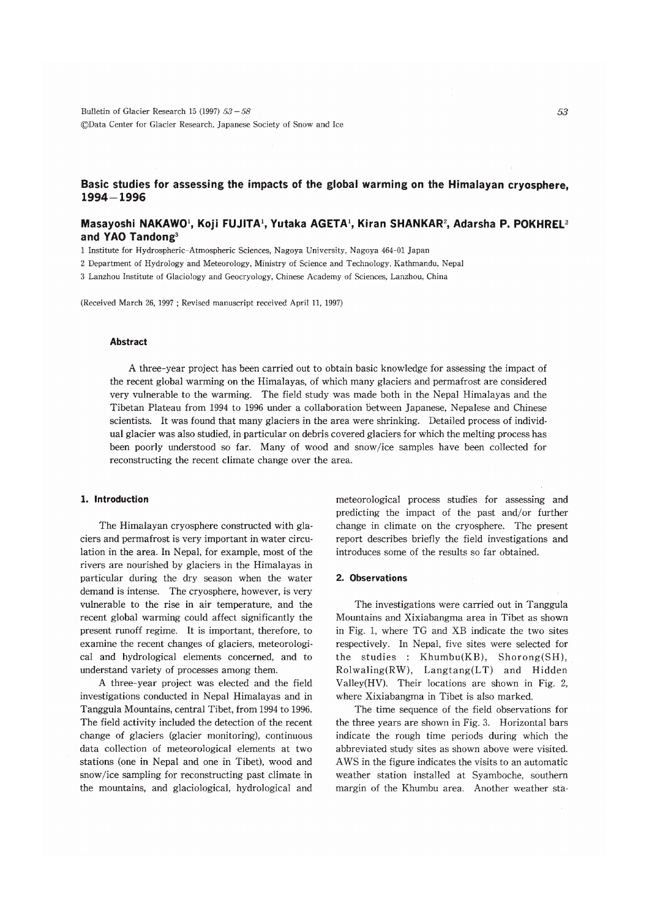# Basic studies for assessing the impacts of the global warming on the Himalayan cryosphere, 1994–1996

**Masayoshi NAKAWO[1], Koji FUJITA[1], Yutaka AGETA[1], Kiran SHANKAR[2], Adarsha P. POKHREL[2] and YAO Tandong[3]**

1 Institute for Hydrospheric-Atmospheric Sciences, Nagoya University, Nagoya 464-01 Japan

2 Department of Hydrology and Meteorology, Ministry of Science and Technology, Kathmandu, Nepal

3 Lanzhou Institute of Glaciology and Geocryology, Chinese Academy of Sciences, Lanzhou, China

(Received March 26, 1997 ; Revised manuscript received April 11, 1997)

### Abstract

A three-year project has been carried out to obtain basic knowledge for assessing the impact of the recent global warming on the Himalayas, of which many glaciers and permafrost are considered very vulnerable to the warming. The field study was made both in the Nepal Himalayas and the Tibetan Plateau from 1994 to 1996 under a collaboration between Japanese, Nepalese and Chinese scientists. It was found that many glaciers in the area were shrinking. Detailed process of individual glacier was also studied, in particular on debris covered glaciers for which the melting process has been poorly understood so far. Many of wood and snow/ice samples have been collected for reconstructing the recent climate change over the area.

## 1. Introduction

The Himalayan cryosphere constructed with glaciers and permafrost is very important in water circulation in the area. In Nepal, for example, most of the rivers are nourished by glaciers in the Himalayas in particular during the dry season when the water demand is intense. The cryosphere, however, is very vulnerable to the rise in air temperature, and the recent global warming could affect significantly the present runoff regime. It is important, therefore, to examine the recent changes of glaciers, meteorological and hydrological elements concerned, and to understand variety of processes among them.

A three-year project was elected and the field investigations conducted in Nepal Himalayas and in Tanggula Mountains, central Tibet, from 1994 to 1996. The field activity included the detection of the recent change of glaciers (glacier monitoring), continuous data collection of meteorological elements at two stations (one in Nepal and one in Tibet), wood and snow/ice sampling for reconstructing past climate in the mountains, and glaciological, hydrological and meteorological process studies for assessing and predicting the impact of the past and/or further change in climate on the cryosphere. The present report describes briefly the field investigations and introduces some of the results so far obtained.

## 2. Observations

The investigations were carried out in Tanggula Mountains and Xixiabangma area in Tibet as shown in Fig. 1, where TG and XB indicate the two sites respectively. In Nepal, five sites were selected for the studies : Khumbu(KB), Shorong(SH), Rolwaling(RW), Langtang(LT) and Hidden Valley(HV). Their locations are shown in Fig. 2, where Xixiabangma in Tibet is also marked.

The time sequence of the field observations for the three years are shown in Fig. 3. Horizontal bars indicate the rough time periods during which the abbreviated study sites as shown above were visited. AWS in the figure indicates the visits to an automatic weather station installed at Syamboche, southern margin of the Khumbu area. Another weather sta-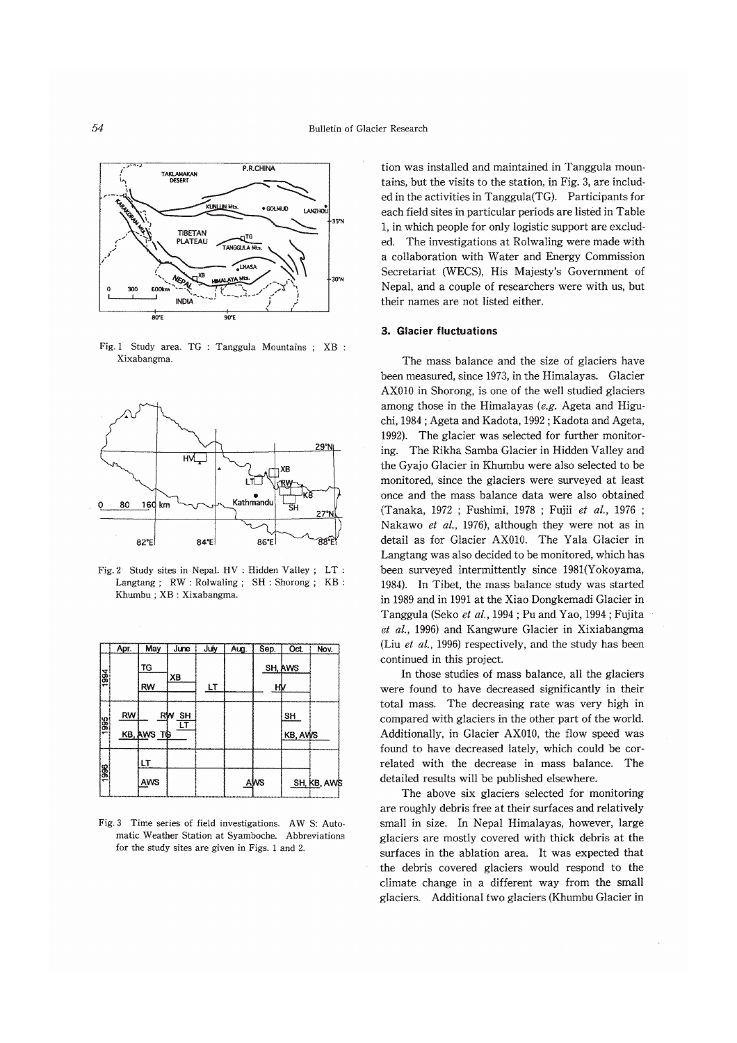Fig. 1 Study area. TG : Tanggula Mountains ; XB : Xixabangma.

Fig. 2 Study sites in Nepal. HV : Hidden Valley ; LT : Langtang ; RW : Rolwaling ; SH : Shorong ; KB : Khumbu ; XB : Xixabangma.

Fig. 3 Time series of field investigations. AW S: Automatic Weather Station at Syamboche. Abbreviations for the study sites are given in Figs. 1 and 2.

tion was installed and maintained in Tanggula mountains, but the visits to the station, in Fig. 3, are included in the activities in Tanggula(TG). Participants for each field sites in particular periods are listed in Table 1, in which people for only logistic support are excluded. The investigations at Rolwaling were made with a collaboration with Water and Energy Commission Secretariat (WECS), His Majesty's Government of Nepal, and a couple of researchers were with us, but their names are not listed either.

### 3. Glacier fluctuations

The mass balance and the size of glaciers have been measured, since 1973, in the Himalayas. Glacier AX010 in Shorong, is one of the well studied glaciers among those in the Himalayas (*e.g.* Ageta and Higuchi, 1984 ; Ageta and Kadota, 1992 ; Kadota and Ageta, 1992). The glacier was selected for further monitoring. The Rikha Samba Glacier in Hidden Valley and the Gyajo Glacier in Khumbu were also selected to be monitored, since the glaciers were surveyed at least once and the mass balance data were also obtained (Tanaka, 1972 ; Fushimi, 1978 ; Fujii *et al.*, 1976 ; Nakawo *et al.*, 1976), although they were not as in detail as for Glacier AX010. The Yala Glacier in Langtang was also decided to be monitored, which has been surveyed intermittently since 1981(Yokoyama, 1984). In Tibet, the mass balance study was started in 1989 and in 1991 at the Xiao Dongkemadi Glacier in Tanggula (Seko *et al.*, 1994 ; Pu and Yao, 1994 ; Fujita *et al.*, 1996) and Kangwure Glacier in Xixiabangma (Liu *et al.*, 1996) respectively, and the study has been continued in this project.

In those studies of mass balance, all the glaciers were found to have decreased significantly in their total mass. The decreasing rate was very high in compared with glaciers in the other part of the world. Additionally, in Glacier AX010, the flow speed was found to have decreased lately, which could be correlated with the decrease in mass balance. The detailed results will be published elsewhere.

The above six glaciers selected for monitoring are roughly debris free at their surfaces and relatively small in size. In Nepal Himalayas, however, large glaciers are mostly covered with thick debris at the surfaces in the ablation area. It was expected that the debris covered glaciers would respond to the climate change in a different way from the small glaciers. Additional two glaciers (Khumbu Glacier in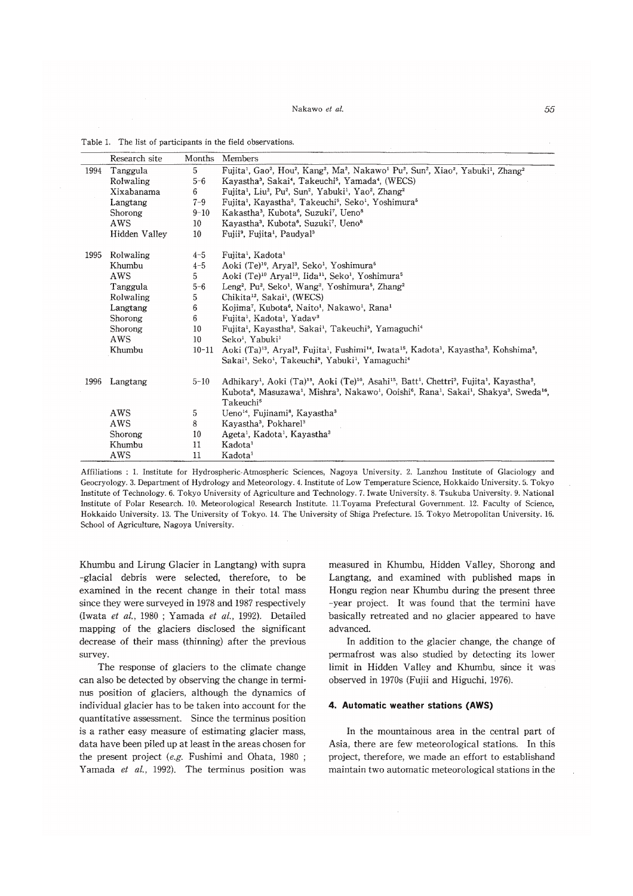Table 1. The list of participants in the field observations.

| | Research site | Months | Members |
|---|---|---|---|
| 1994 | Tanggula | 5 | Fujita[1], Gao[2], Hou[2], Kang[2], Ma[2], Nakawo[1] Pu[2], Sun[2], Xiao[2], Yabuki[1], Zhang[2] |
| | Rolwaling | 5-6 | Kayastha[3], Sakai[4], Takeuchi[5], Yamada[4], (WECS) |
| | Xixabanama | 6 | Fujita[1], Liu[2], Pu[2], Sun[2], Yabuki[1], Yao[2], Zhang[2] |
| | Langtang | 7-9 | Fujita[1], Kayastha[3], Takeuchi[5], Seko[1], Yoshimura[5] |
| | Shorong | 9-10 | Kakastha[3], Kubota[6], Suzuki[7], Ueno[8] |
| | AWS | 10 | Kayastha[3], Kubota[6], Suzuki[7], Ueno[8] |
| | Hidden Valley | 10 | Fujii[9], Fujita[1], Paudyal[3] |
| 1995 | Rolwaling | 4-5 | Fujita[1], Kadota[1] |
| | Khumbu | 4-5 | Aoki (Te)[10], Aryal[3], Seko[1], Yoshimura[5] |
| | AWS | 5 | Aoki (Te)[10] Aryal[13], Iida[11], Seko[1], Yoshimura[5] |
| | Tanggula | 5-6 | Leng[2], Pu[2], Seko[1], Wang[2], Yoshimura[5], Zhang[2] |
| | Rolwaling | 5 | Chikita[12], Sakai[1], (WECS) |
| | Langtang | 6 | Kojima[7], Kubota[6], Naito[1], Nakawo[1], Rana[1] |
| | Shorong | 6 | Fujita[1], Kadota[1], Yadav[3] |
| | Shorong | 10 | Fujita[1], Kayastha[3], Sakai[1], Takeuchi[5], Yamaguchi[4] |
| | AWS | 10 | Seko[1], Yabuki[1] |
| | Khumbu | 10-11 | Aoki (Ta)[13], Aryal[3], Fujita[1], Fushimi[14], Iwata[15], Kadota[1], Kayastha[3], Kohshima[5], Sakai[1], Seko[1], Takeuchi[5], Yabuki[1], Yamaguchi[4] |
| 1996 | Langtang | 5-10 | Adhikary[1], Aoki (Ta)[13], Aoki (Te)[10], Asahi[15], Batt[1], Chettri[3], Fujita[1], Kayastha[3], Kubota[6], Masuzawa[1], Mishra[3], Nakawo[1], Ooishi[6], Rana[1], Sakai[1], Shakya[3], Sweda[16], Takeuchi[5] |
| | AWS | 5 | Ueno[14], Fujinami[8], Kayastha[3] |
| | AWS | 8 | Kayastha[3], Pokharel[3] |
| | Shorong | 10 | Ageta[1], Kadota[1], Kayastha[3] |
| | Khumbu | 11 | Kadota[1] |
| | AWS | 11 | Kadota[1] |

Affiliations : 1. Institute for Hydrospheric-Atmospheric Sciences, Nagoya University. 2. Lanzhou Institute of Glaciology and Geocryology. 3. Department of Hydrology and Meteorology. 4. Institute of Low Temperature Science, Hokkaido University. 5. Tokyo Institute of Technology. 6. Tokyo University of Agriculture and Technology. 7. Iwate University. 8. Tsukuba University. 9. National Institute of Polar Research. 10. Meteorological Research Institute. 11.Toyama Prefectural Government. 12. Faculty of Science, Hokkaido University. 13. The University of Tokyo. 14. The University of Shiga Prefecture. 15. Tokyo Metropolitan University. 16. School of Agriculture, Nagoya University.

Khumbu and Lirung Glacier in Langtang) with supra-glacial debris were selected, therefore, to be examined in the recent change in their total mass since they were surveyed in 1978 and 1987 respectively (Iwata *et al.*, 1980 ; Yamada *et al.*, 1992). Detailed mapping of the glaciers disclosed the significant decrease of their mass (thinning) after the previous survey.

The response of glaciers to the climate change can also be detected by observing the change in terminus position of glaciers, although the dynamics of individual glacier has to be taken into account for the quantitative assessment. Since the terminus position is a rather easy measure of estimating glacier mass, data have been piled up at least in the areas chosen for the present project (*e.g.* Fushimi and Ohata, 1980 ; Yamada *et al.*, 1992). The terminus position was measured in Khumbu, Hidden Valley, Shorong and Langtang, and examined with published maps in Hongu region near Khumbu during the present three-year project. It was found that the termini have basically retreated and no glacier appeared to have advanced.

In addition to the glacier change, the change of permafrost was also studied by detecting its lower limit in Hidden Valley and Khumbu, since it was observed in 1970s (Fujii and Higuchi, 1976).

## 4. Automatic weather stations (AWS)

In the mountainous area in the central part of Asia, there are few meteorological stations. In this project, therefore, we made an effort to establishand maintain two automatic meteorological stations in the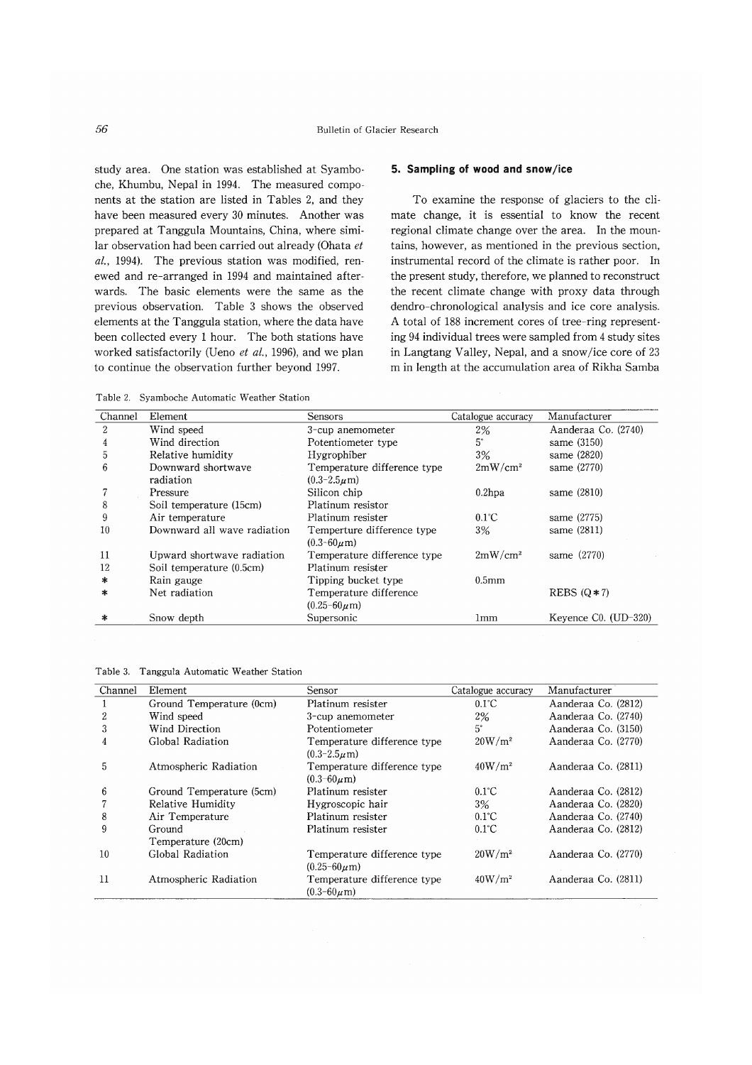study area. One station was established at Syamboche, Khumbu, Nepal in 1994. The measured components at the station are listed in Tables 2, and they have been measured every 30 minutes. Another was prepared at Tanggula Mountains, China, where similar observation had been carried out already (Ohata *et al.*, 1994). The previous station was modified, renewed and re-arranged in 1994 and maintained afterwards. The basic elements were the same as the previous observation. Table 3 shows the observed elements at the Tanggula station, where the data have been collected every 1 hour. The both stations have worked satisfactorily (Ueno *et al.*, 1996), and we plan to continue the observation further beyond 1997.

## 5. Sampling of wood and snow/ice

To examine the response of glaciers to the climate change, it is essential to know the recent regional climate change over the area. In the mountains, however, as mentioned in the previous section, instrumental record of the climate is rather poor. In the present study, therefore, we planned to reconstruct the recent climate change with proxy data through dendro-chronological analysis and ice core analysis. A total of 188 increment cores of tree-ring representing 94 individual trees were sampled from 4 study sites in Langtang Valley, Nepal, and a snow/ice core of 23 m in length at the accumulation area of Rikha Samba

Table 2. Syamboche Automatic Weather Station

| Channel | Element | Sensors | Catalogue accuracy | Manufacturer |
|---|---|---|---|---|
| 2 | Wind speed | 3-cup anemometer | 2% | Aanderaa Co. (2740) |
| 4 | Wind direction | Potentiometer type | 5° | same (3150) |
| 5 | Relative humidity | Hygrophiber | 3% | same (2820) |
| 6 | Downward shortwave radiation | Temperature difference type ($0.3$–$2.5\mu$m) | $2$mW/cm$^2$ | same (2770) |
| 7 | Pressure | Silicon chip | 0.2hpa | same (2810) |
| 8 | Soil temperature (15cm) | Platinum resistor | | |
| 9 | Air temperature | Platinum resister | 0.1°C | same (2775) |
| 10 | Downward all wave radiation | Temperture difference type ($0.3$–$60\mu$m) | 3% | same (2811) |
| 11 | Upward shortwave radiation | Temperature difference type | $2$mW/cm$^2$ | same (2770) |
| 12 | Soil temperature (0.5cm) | Platinum resister | | |
| * | Rain gauge | Tipping bucket type | 0.5mm | |
| * | Net radiation | Temperature difference ($0.25$–$60\mu$m) | | REBS (Q*7) |
| * | Snow depth | Supersonic | 1mm | Keyence C0. (UD-320) |

Table 3. Tanggula Automatic Weather Station

| Channel | Element | Sensor | Catalogue accuracy | Manufacturer |
|---|---|---|---|---|
| 1 | Ground Temperature (0cm) | Platinum resister | 0.1°C | Aanderaa Co. (2812) |
| 2 | Wind speed | 3-cup anemometer | 2% | Aanderaa Co. (2740) |
| 3 | Wind Direction | Potentiometer | 5° | Aanderaa Co. (3150) |
| 4 | Global Radiation | Temperature difference type ($0.3$–$2.5\mu$m) | $20$W/m$^2$ | Aanderaa Co. (2770) |
| 5 | Atmospheric Radiation | Temperature difference type ($0.3$–$60\mu$m) | $40$W/m$^2$ | Aanderaa Co. (2811) |
| 6 | Ground Temperature (5cm) | Platinum resister | 0.1°C | Aanderaa Co. (2812) |
| 7 | Relative Humidity | Hygroscopic hair | 3% | Aanderaa Co. (2820) |
| 8 | Air Temperature | Platinum resister | 0.1°C | Aanderaa Co. (2740) |
| 9 | Ground Temperature (20cm) | Platinum resister | 0.1°C | Aanderaa Co. (2812) |
| 10 | Global Radiation | Temperature difference type ($0.25$–$60\mu$m) | $20$W/m$^2$ | Aanderaa Co. (2770) |
| 11 | Atmospheric Radiation | Temperature difference type ($0.3$–$60\mu$m) | $40$W/m$^2$ | Aanderaa Co. (2811) |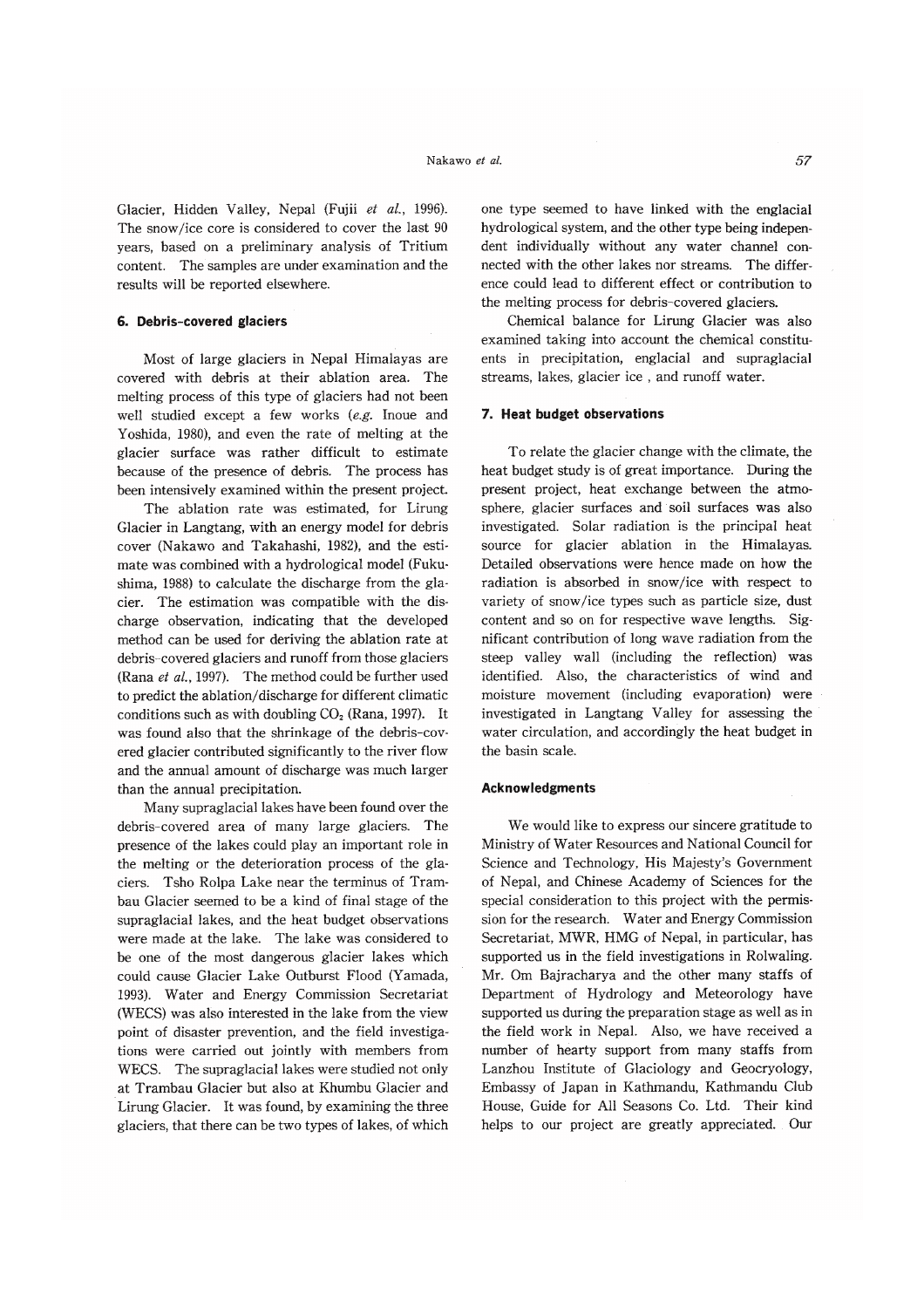Glacier, Hidden Valley, Nepal (Fujii *et al.*, 1996). The snow/ice core is considered to cover the last 90 years, based on a preliminary analysis of Tritium content. The samples are under examination and the results will be reported elsewhere.

## 6. Debris-covered glaciers

Most of large glaciers in Nepal Himalayas are covered with debris at their ablation area. The melting process of this type of glaciers had not been well studied except a few works (*e.g.* Inoue and Yoshida, 1980), and even the rate of melting at the glacier surface was rather difficult to estimate because of the presence of debris. The process has been intensively examined within the present project.

The ablation rate was estimated, for Lirung Glacier in Langtang, with an energy model for debris cover (Nakawo and Takahashi, 1982), and the estimate was combined with a hydrological model (Fukushima, 1988) to calculate the discharge from the glacier. The estimation was compatible with the discharge observation, indicating that the developed method can be used for deriving the ablation rate at debris-covered glaciers and runoff from those glaciers (Rana *et al.*, 1997). The method could be further used to predict the ablation/discharge for different climatic conditions such as with doubling $CO_2$ (Rana, 1997). It was found also that the shrinkage of the debris-covered glacier contributed significantly to the river flow and the annual amount of discharge was much larger than the annual precipitation.

Many supraglacial lakes have been found over the debris-covered area of many large glaciers. The presence of the lakes could play an important role in the melting or the deterioration process of the glaciers. Tsho Rolpa Lake near the terminus of Trambau Glacier seemed to be a kind of final stage of the supraglacial lakes, and the heat budget observations were made at the lake. The lake was considered to be one of the most dangerous glacier lakes which could cause Glacier Lake Outburst Flood (Yamada, 1993). Water and Energy Commission Secretariat (WECS) was also interested in the lake from the view point of disaster prevention, and the field investigations were carried out jointly with members from WECS. The supraglacial lakes were studied not only at Trambau Glacier but also at Khumbu Glacier and Lirung Glacier. It was found, by examining the three glaciers, that there can be two types of lakes, of which one type seemed to have linked with the englacial hydrological system, and the other type being independent individually without any water channel connected with the other lakes nor streams. The difference could lead to different effect or contribution to the melting process for debris-covered glaciers.

Chemical balance for Lirung Glacier was also examined taking into account the chemical constituents in precipitation, englacial and supraglacial streams, lakes, glacier ice , and runoff water.

## 7. Heat budget observations

To relate the glacier change with the climate, the heat budget study is of great importance. During the present project, heat exchange between the atmosphere, glacier surfaces and soil surfaces was also investigated. Solar radiation is the principal heat source for glacier ablation in the Himalayas. Detailed observations were hence made on how the radiation is absorbed in snow/ice with respect to variety of snow/ice types such as particle size, dust content and so on for respective wave lengths. Significant contribution of long wave radiation from the steep valley wall (including the reflection) was identified. Also, the characteristics of wind and moisture movement (including evaporation) were investigated in Langtang Valley for assessing the water circulation, and accordingly the heat budget in the basin scale.

## Acknowledgments

We would like to express our sincere gratitude to Ministry of Water Resources and National Council for Science and Technology, His Majesty's Government of Nepal, and Chinese Academy of Sciences for the special consideration to this project with the permission for the research. Water and Energy Commission Secretariat, MWR, HMG of Nepal, in particular, has supported us in the field investigations in Rolwaling. Mr. Om Bajracharya and the other many staffs of Department of Hydrology and Meteorology have supported us during the preparation stage as well as in the field work in Nepal. Also, we have received a number of hearty support from many staffs from Lanzhou Institute of Glaciology and Geocryology, Embassy of Japan in Kathmandu, Kathmandu Club House, Guide for All Seasons Co. Ltd. Their kind helps to our project are greatly appreciated. Our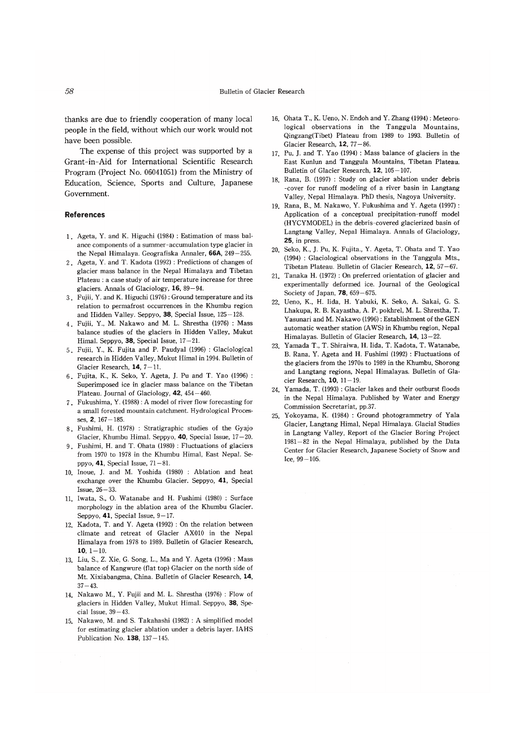thanks are due to friendly cooperation of many local people in the field, without which our work would not have been possible.

The expense of this project was supported by a Grant-in-Aid for International Scientific Research Program (Project No. 06041051) from the Ministry of Education, Science, Sports and Culture, Japanese Government.

## References

1. Ageta, Y. and K. Higuchi (1984) : Estimation of mass balance components of a summer-accumulation type glacier in the Nepal Himalaya. Geografiska Annaler, **66A**, 249–255.
2. Ageta, Y. and T. Kadota (1992) : Predictions of changes of glacier mass balance in the Nepal Himalaya and Tibetan Plateau : a case study of air temperature increase for three glaciers. Annals of Glaciology, **16**, 89–94.
3. Fujii, Y. and K. Higuchi (1976) : Ground temperature and its relation to permafrost occurrences in the Khumbu region and Hidden Valley. Seppyo, **38**, Special Issue, 125–128.
4. Fujii, Y., M. Nakawo and M. L. Shrestha (1976) : Mass balance studies of the glaciers in Hidden Valley, Mukut Himal. Seppyo, **38**, Special Issue, 17–21.
5. Fujii, Y., K. Fujita and P. Paudyal (1996) : Glaciological research in Hidden Valley, Mukut Himal in 1994. Bulletin of Glacier Research, **14**, 7–11.
6. Fujita, K., K. Seko, Y. Ageta, J. Pu and T. Yao (1996) : Superimposed ice in glacier mass balance on the Tibetan Plateau. Journal of Glaciology, **42**, 454–460.
7. Fukushima, Y. (1988) : A model of river flow forecasting for a small forested mountain catchment. Hydrological Processes, **2**, 167–185.
8. Fushimi, H. (1978) : Stratigraphic studies of the Gyajo Glacier, Khumbu Himal. Seppyo, **40**, Special Issue, 17–20.
9. Fushimi, H. and T. Ohata (1980) : Fluctuations of glaciers from 1970 to 1978 in the Khumbu Himal, East Nepal. Seppyo, **41**, Special Issue, 71–81.
10. Inoue, J. and M. Yoshida (1980) : Ablation and heat exchange over the Khumbu Glacier. Seppyo, **41**, Special Issue, 26–33.
11. Iwata, S., O. Watanabe and H. Fushimi (1980) : Surface morphology in the ablation area of the Khumbu Glacier. Seppyo, **41**, Special Issue, 9–17.
12. Kadota, T. and Y. Ageta (1992) : On the relation between climate and retreat of Glacier AX010 in the Nepal Himalaya from 1978 to 1989. Bulletin of Glacier Research, **10**, 1–10.
13. Liu, S., Z. Xie, G. Song, L., Ma and Y. Ageta (1996) : Mass balance of Kangwure (flat top) Glacier on the north side of Mt. Xixiabangma, China. Bulletin of Glacier Research, **14**, 37–43.
14. Nakawo M., Y. Fujii and M. L. Shrestha (1976) : Flow of glaciers in Hidden Valley, Mukut Himal. Seppyo, **38**, Special Issue, 39–43.
15. Nakawo, M. and S. Takahashi (1982) : A simplified model for estimating glacier ablation under a debris layer. IAHS Publication No. **138**, 137–145.
16. Ohata T., K. Ueno, N. Endoh and Y. Zhang (1994) : Meteorological observations in the Tanggula Mountains, Qingzang(Tibet) Plateau from 1989 to 1993. Bulletin of Glacier Research, **12**, 77–86.
17. Pu, J. and T. Yao (1994) : Mass balance of glaciers in the East Kunlun and Tanggula Mountains, Tibetan Plateau. Bulletin of Glacier Research, **12**, 105–107.
18. Rana, B. (1997) : Study on glacier ablation under debris -cover for runoff modeling of a river basin in Langtang Valley, Nepal Himalaya. PhD thesis, Nagoya University.
19. Rana, B., M. Nakawo, Y. Fukushima and Y. Ageta (1997) : Application of a conceptual precipitation-runoff model (HYCYMODEL) in the debris-covered glacierized basin of Langtang Valley, Nepal Himalaya. Annals of Glaciology, **25**, in press.
20. Seko, K., J. Pu, K. Fujita., Y. Ageta, T. Ohata and T. Yao (1994) : Glaciological observations in the Tanggula Mts., Tibetan Plateau. Bulletin of Glacier Research, **12**, 57–67.
21. Tanaka H. (1972) : On preferred orientation of glacier and experimentally deformed ice. Journal of the Geological Society of Japan, **78**, 659–675.
22. Ueno, K., H. Iida, H. Yabuki, K. Seko, A. Sakai, G. S. Lhakupa, R. B. Kayastha, A. P. pokhrel, M. L. Shrestha, T. Yasunari and M. Nakawo (1996) : Establishment of the GEN automatic weather station (AWS) in Khumbu region, Nepal Himalayas. Bulletin of Glacier Research, **14**, 13–22.
23. Yamada T., T. Shiraiwa, H. Iida, T. Kadota, T. Watanabe, B. Rana, Y. Ageta and H. Fushimi (1992) : Fluctuations of the glaciers from the 1970s to 1989 in the Khumbu, Shorong and Langtang regions, Nepal Himalayas. Bulletin of Glacier Research, **10**, 11–19.
24. Yamada, T. (1993) : Glacier lakes and their outburst floods in the Nepal Himalaya. Published by Water and Energy Commission Secretariat, pp.37.
25. Yokoyama, K. (1984) : Ground photogrammetry of Yala Glacier, Langtang Himal, Nepal Himalaya. Glacial Studies in Langtang Valley, Report of the Glacier Boring Project 1981–82 in the Nepal Himalaya, published by the Data Center for Glacier Research, Japanese Society of Snow and Ice, 99–105.